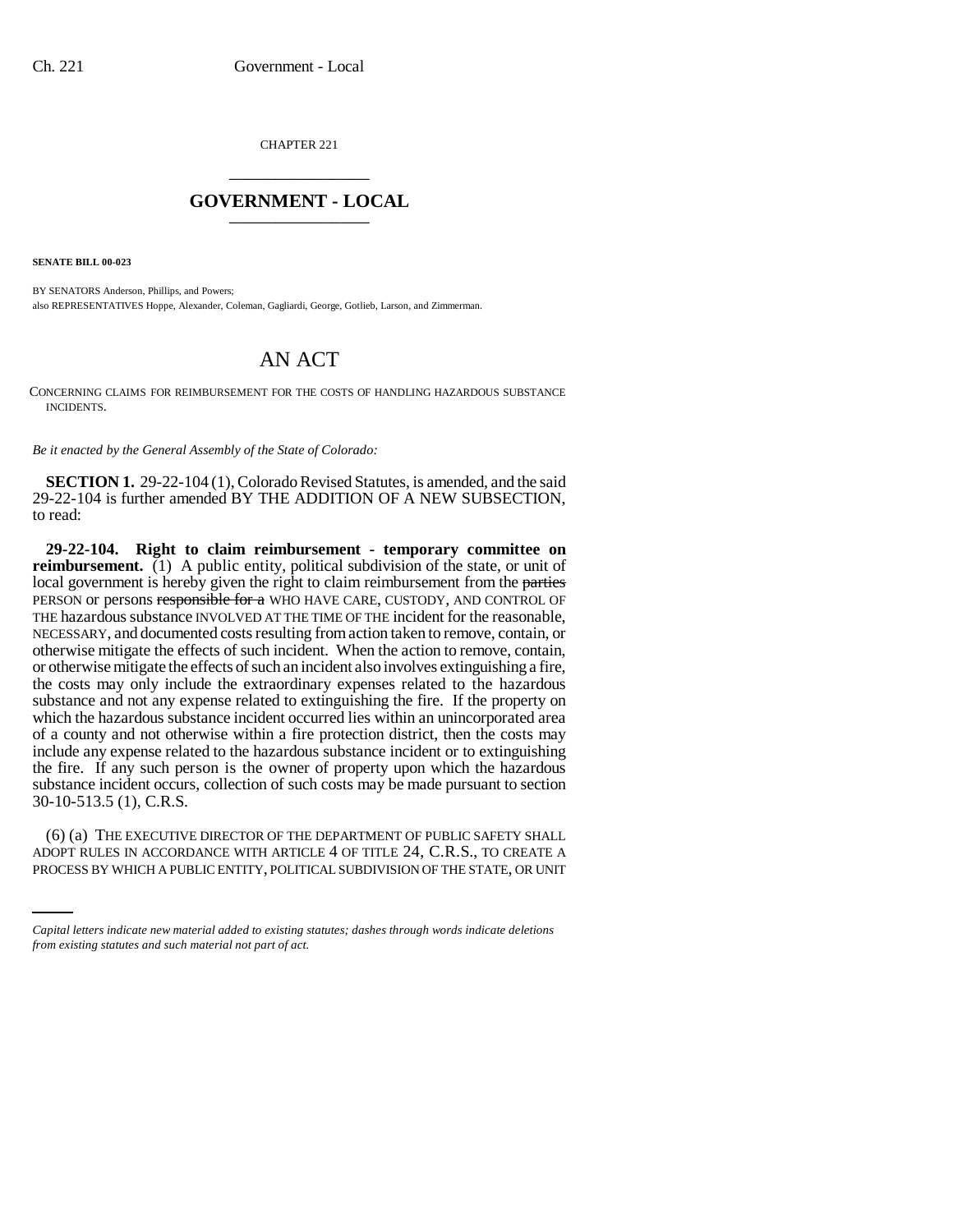CHAPTER 221

# GOVERNMENT - LOCAL

**SENATE BILL 00-023**

BY SENATORS Anderson, Phillips, and Powers;
also REPRESENTATIVES Hoppe, Alexander, Coleman, Gagliardi, George, Gotlieb, Larson, and Zimmerman.

# AN ACT

CONCERNING CLAIMS FOR REIMBURSEMENT FOR THE COSTS OF HANDLING HAZARDOUS SUBSTANCE INCIDENTS.

*Be it enacted by the General Assembly of the State of Colorado:*

**SECTION 1.** 29-22-104 (1), Colorado Revised Statutes, is amended, and the said 29-22-104 is further amended BY THE ADDITION OF A NEW SUBSECTION, to read:

**29-22-104. Right to claim reimbursement - temporary committee on reimbursement.** (1) A public entity, political subdivision of the state, or unit of local government is hereby given the right to claim reimbursement from the ~~parties~~ PERSON or persons ~~responsible for a~~ WHO HAVE CARE, CUSTODY, AND CONTROL OF THE hazardous substance INVOLVED AT THE TIME OF THE incident for the reasonable, NECESSARY, and documented costs resulting from action taken to remove, contain, or otherwise mitigate the effects of such incident. When the action to remove, contain, or otherwise mitigate the effects of such an incident also involves extinguishing a fire, the costs may only include the extraordinary expenses related to the hazardous substance and not any expense related to extinguishing the fire. If the property on which the hazardous substance incident occurred lies within an unincorporated area of a county and not otherwise within a fire protection district, then the costs may include any expense related to the hazardous substance incident or to extinguishing the fire. If any such person is the owner of property upon which the hazardous substance incident occurs, collection of such costs may be made pursuant to section 30-10-513.5 (1), C.R.S.

(6) (a) THE EXECUTIVE DIRECTOR OF THE DEPARTMENT OF PUBLIC SAFETY SHALL ADOPT RULES IN ACCORDANCE WITH ARTICLE 4 OF TITLE 24, C.R.S., TO CREATE A PROCESS BY WHICH A PUBLIC ENTITY, POLITICAL SUBDIVISION OF THE STATE, OR UNIT

*Capital letters indicate new material added to existing statutes; dashes through words indicate deletions from existing statutes and such material not part of act.*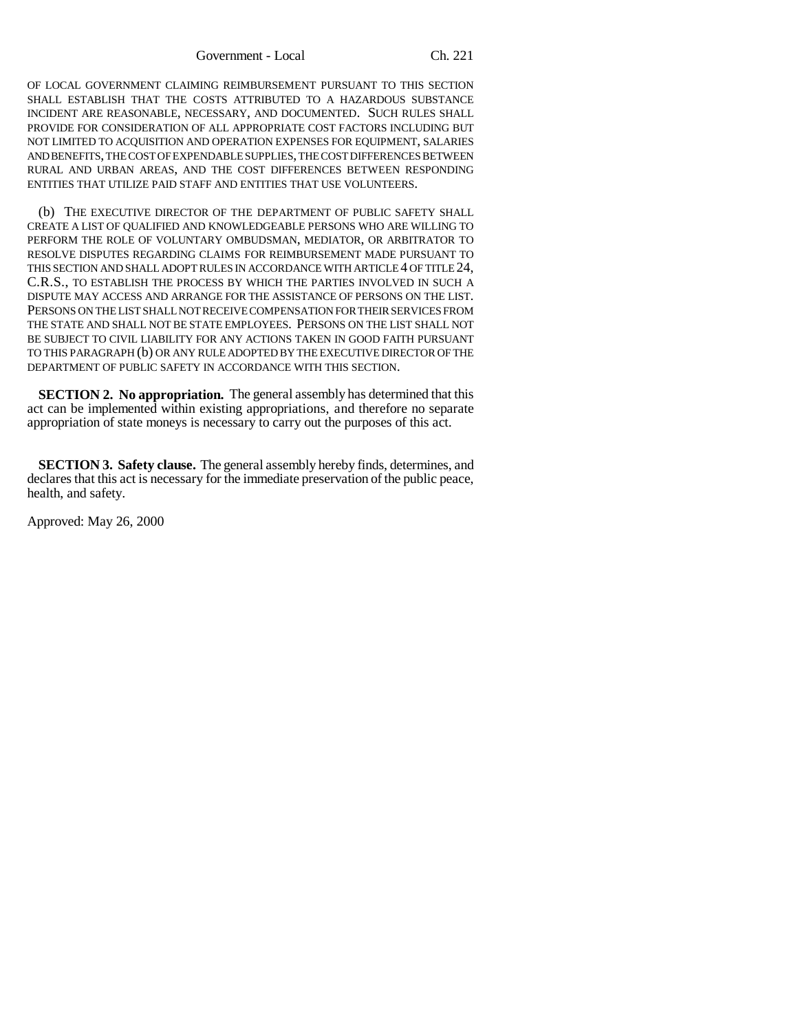OF LOCAL GOVERNMENT CLAIMING REIMBURSEMENT PURSUANT TO THIS SECTION SHALL ESTABLISH THAT THE COSTS ATTRIBUTED TO A HAZARDOUS SUBSTANCE INCIDENT ARE REASONABLE, NECESSARY, AND DOCUMENTED. SUCH RULES SHALL PROVIDE FOR CONSIDERATION OF ALL APPROPRIATE COST FACTORS INCLUDING BUT NOT LIMITED TO ACQUISITION AND OPERATION EXPENSES FOR EQUIPMENT, SALARIES AND BENEFITS, THE COST OF EXPENDABLE SUPPLIES, THE COST DIFFERENCES BETWEEN RURAL AND URBAN AREAS, AND THE COST DIFFERENCES BETWEEN RESPONDING ENTITIES THAT UTILIZE PAID STAFF AND ENTITIES THAT USE VOLUNTEERS.

(b) THE EXECUTIVE DIRECTOR OF THE DEPARTMENT OF PUBLIC SAFETY SHALL CREATE A LIST OF QUALIFIED AND KNOWLEDGEABLE PERSONS WHO ARE WILLING TO PERFORM THE ROLE OF VOLUNTARY OMBUDSMAN, MEDIATOR, OR ARBITRATOR TO RESOLVE DISPUTES REGARDING CLAIMS FOR REIMBURSEMENT MADE PURSUANT TO THIS SECTION AND SHALL ADOPT RULES IN ACCORDANCE WITH ARTICLE 4 OF TITLE 24, C.R.S., TO ESTABLISH THE PROCESS BY WHICH THE PARTIES INVOLVED IN SUCH A DISPUTE MAY ACCESS AND ARRANGE FOR THE ASSISTANCE OF PERSONS ON THE LIST. PERSONS ON THE LIST SHALL NOT RECEIVE COMPENSATION FOR THEIR SERVICES FROM THE STATE AND SHALL NOT BE STATE EMPLOYEES. PERSONS ON THE LIST SHALL NOT BE SUBJECT TO CIVIL LIABILITY FOR ANY ACTIONS TAKEN IN GOOD FAITH PURSUANT TO THIS PARAGRAPH (b) OR ANY RULE ADOPTED BY THE EXECUTIVE DIRECTOR OF THE DEPARTMENT OF PUBLIC SAFETY IN ACCORDANCE WITH THIS SECTION.

**SECTION 2. No appropriation.** The general assembly has determined that this act can be implemented within existing appropriations, and therefore no separate appropriation of state moneys is necessary to carry out the purposes of this act.

**SECTION 3. Safety clause.** The general assembly hereby finds, determines, and declares that this act is necessary for the immediate preservation of the public peace, health, and safety.

Approved: May 26, 2000